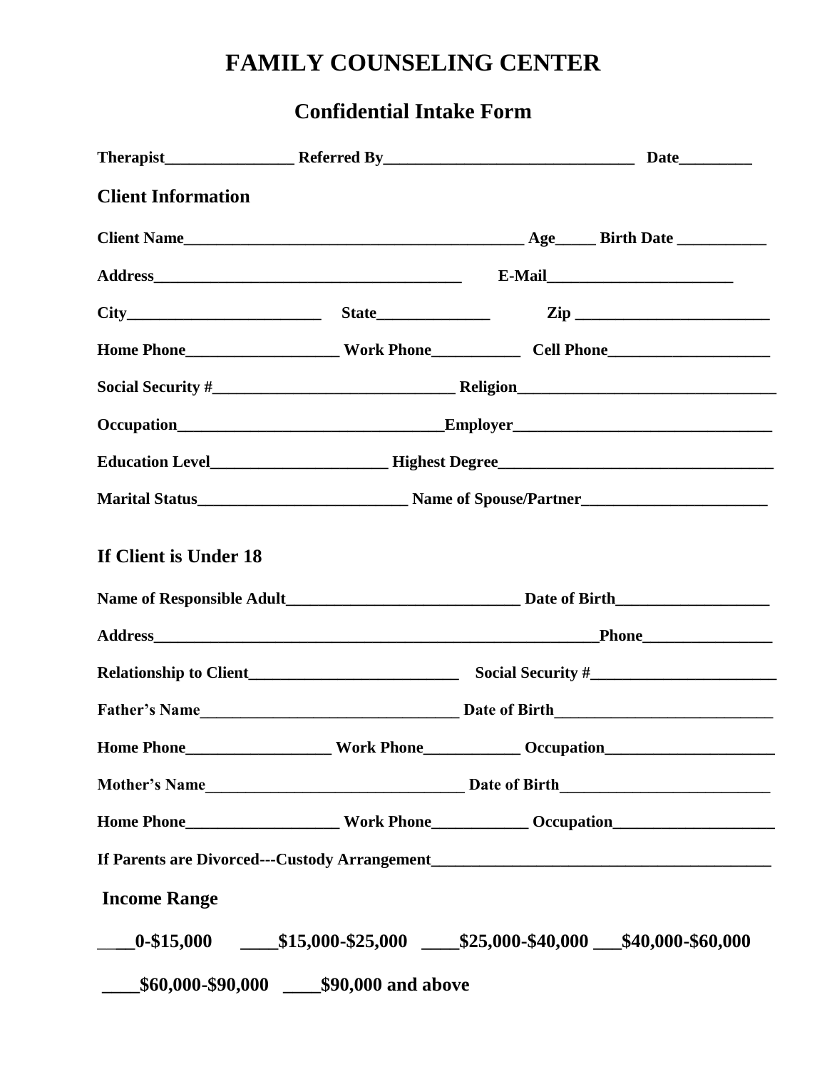# FAMILY COUNSELING CENTER

## Confidential Intake Form

**Therapist________________ Referred By_______________________________ Date_________**

### Client Information

**Client Name__________________________________________ Age_____ Birth Date ___________**

**Address_______________________________________ E-Mail_______________________**

**City________________________ State______________ Zip ________________________**

**Home Phone___________________ Work Phone___________ Cell Phone____________________**

**Social Security #______________________________ Religion________________________________**

**Occupation________________________________Employer________________________________**

**Education Level______________________ Highest Degree__________________________________**

**Marital Status__________________________ Name of Spouse/Partner_______________________**

### If Client is Under 18

**Name of Responsible Adult_____________________________ Date of Birth___________________**

**Address________________________________________________________Phone________________**

**Relationship to Client__________________________ Social Security #_______________________**

**Father's Name_________________________________ Date of Birth__________________________**

**Home Phone__________________ Work Phone____________ Occupation_____________________**

**Mother's Name_________________________________ Date of Birth__________________________**

**Home Phone___________________ Work Phone____________ Occupation____________________**

**If Parents are Divorced---Custody Arrangement__________________________________________**

### Income Range

**____0-$15,000 ____$15,000-$25,000 ____$25,000-$40,000 ___$40,000-$60,000**

**____$60,000-$90,000 ____$90,000 and above**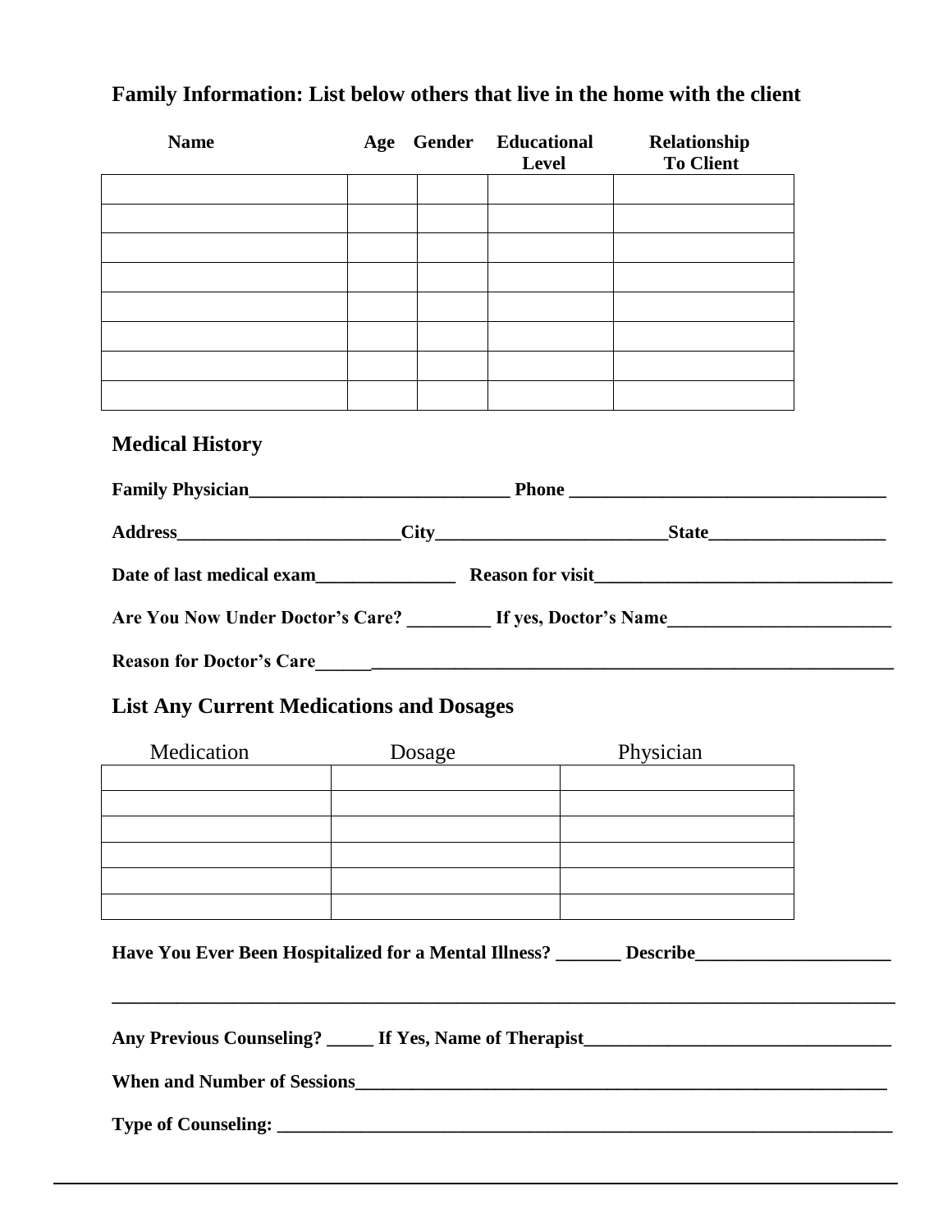## Family Information: List below others that live in the home with the client

| Name | Age | Gender | Educational Level | Relationship To Client |
|---|---|---|---|---|
| | | | | |
| | | | | |
| | | | | |
| | | | | |
| | | | | |
| | | | | |
| | | | | |
| | | | | |

## Medical History

**Family Physician____________________________ Phone __________________________________**

**Address________________________City_________________________State___________________**

**Date of last medical exam_______________ Reason for visit________________________________**

**Are You Now Under Doctor's Care? _________ If yes, Doctor's Name________________________**

**Reason for Doctor's Care___________________________________________________________________**

## List Any Current Medications and Dosages

| Medication | Dosage | Physician |
|---|---|---|
| | | |
| | | |
| | | |
| | | |
| | | |
| | | |

**Have You Ever Been Hospitalized for a Mental Illness? _______ Describe_____________________**

**_________________________________________________________________________________________**

**Any Previous Counseling? _____ If Yes, Name of Therapist________________________________**

**When and Number of Sessions_____________________________________________________________**

**Type of Counseling: ____________________________________________________________________**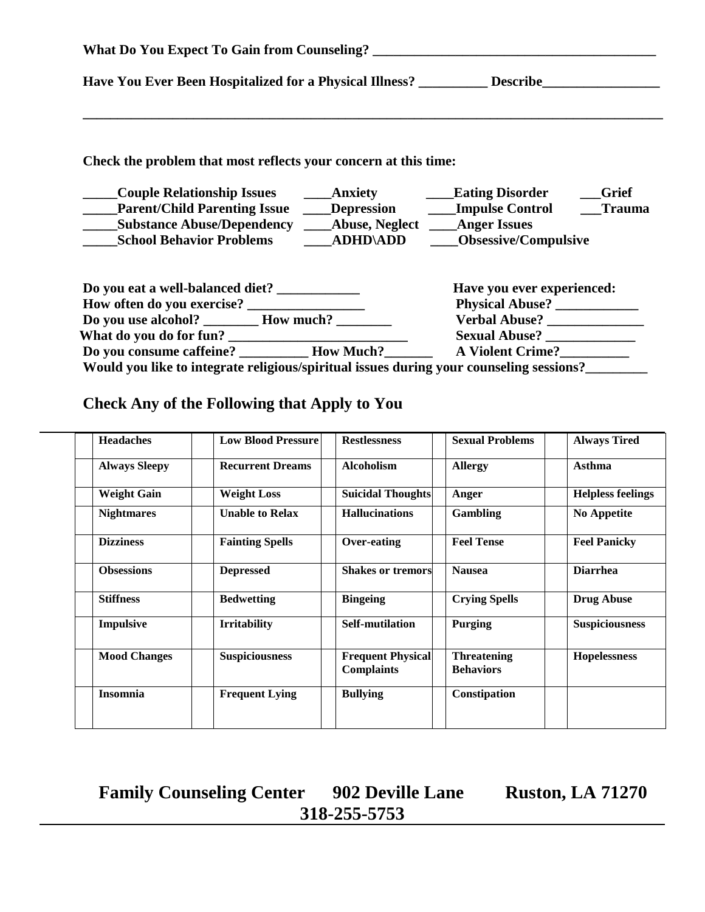**What Do You Expect To Gain from Counseling? ________________________________________**

**Have You Ever Been Hospitalized for a Physical Illness? __________ Describe_________________**

**_____________________________________________________________________________________**

**Check the problem that most reflects your concern at this time:**

**_____Couple Relationship Issues ____Anxiety ____Eating Disorder ___Grief**
**_____Parent/Child Parenting Issue ____Depression ____Impulse Control ___Trauma**
**_____Substance Abuse/Dependency ____Abuse, Neglect ____Anger Issues**
**_____School Behavior Problems ____ADHD\ADD ____Obsessive/Compulsive**

**Do you eat a well-balanced diet? ____________**
**How often do you exercise? _________________**
**Do you use alcohol? ________ How much? ________**
**What do you do for fun? ___________________________**
**Do you consume caffeine? __________ How Much?_______**

**Have you ever experienced:**
**Physical Abuse? ____________**
**Verbal Abuse? ______________**
**Sexual Abuse? _____________**
**A Violent Crime?__________**

**Would you like to integrate religious/spiritual issues during your counseling sessions?_________**

## Check Any of the Following that Apply to You

| | | | | | | | | | |
|---|---|---|---|---|---|---|---|---|---|
| | **Headaches** | | **Low Blood Pressure** | | **Restlessness** | | **Sexual Problems** | | **Always Tired** |
| | **Always Sleepy** | | **Recurrent Dreams** | | **Alcoholism** | | **Allergy** | | **Asthma** |
| | **Weight Gain** | | **Weight Loss** | | **Suicidal Thoughts** | | **Anger** | | **Helpless feelings** |
| | **Nightmares** | | **Unable to Relax** | | **Hallucinations** | | **Gambling** | | **No Appetite** |
| | **Dizziness** | | **Fainting Spells** | | **Over-eating** | | **Feel Tense** | | **Feel Panicky** |
| | **Obsessions** | | **Depressed** | | **Shakes or tremors** | | **Nausea** | | **Diarrhea** |
| | **Stiffness** | | **Bedwetting** | | **Bingeing** | | **Crying Spells** | | **Drug Abuse** |
| | **Impulsive** | | **Irritability** | | **Self-mutilation** | | **Purging** | | **Suspiciousness** |
| | **Mood Changes** | | **Suspiciousness** | | **Frequent Physical Complaints** | | **Threatening Behaviors** | | **Hopelessness** |
| | **Insomnia** | | **Frequent Lying** | | **Bullying** | | **Constipation** | | |

**Family Counseling Center 902 Deville Lane Ruston, LA 71270**
**318-255-5753**